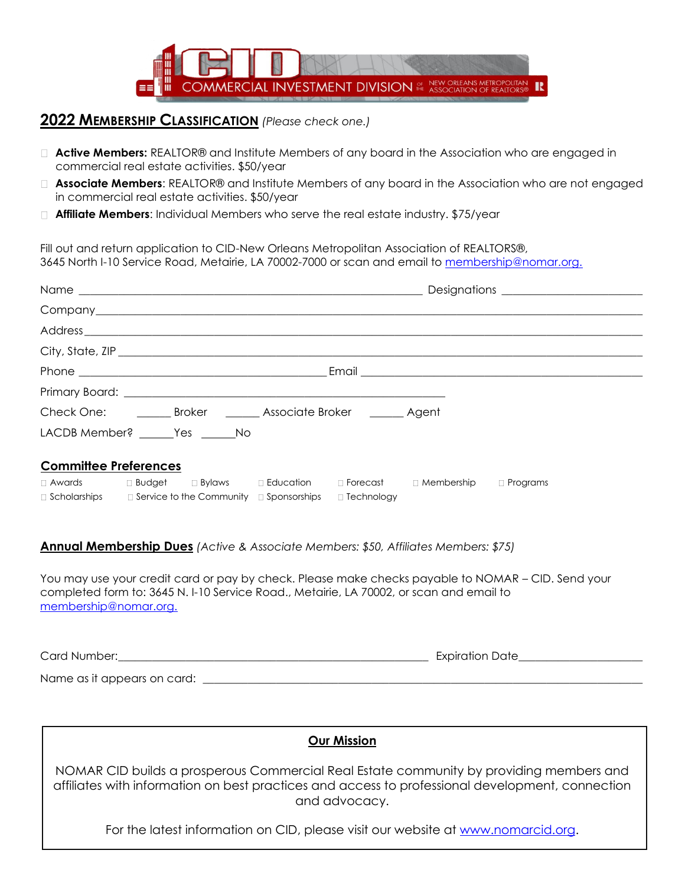CID COMMERCIAL INVESTMENT DIVISION OF THE NEW ORLEANS METROPOLITAN ASSOCIATION OF REALTORS®

## 2022 MEMBERSHIP CLASSIFICATION *(Please check one.)*

- ☐ **Active Members:** REALTOR® and Institute Members of any board in the Association who are engaged in commercial real estate activities. $50/year
- ☐ **Associate Members**: REALTOR® and Institute Members of any board in the Association who are not engaged in commercial real estate activities. $50/year
- ☐ **Affiliate Members**: Individual Members who serve the real estate industry. $75/year

Fill out and return application to CID-New Orleans Metropolitan Association of REALTORS®, 3645 North I-10 Service Road, Metairie, LA 70002-7000 or scan and email to membership@nomar.org.

Name ______________________________ Designations ______________

Company ______________________________

Address ______________________________

City, State, ZIP ______________________________

Phone ______________________ Email ______________________

Primary Board: ______________________________

Check One: ______ Broker ______ Associate Broker ______ Agent

LACDB Member? ______Yes ______No

## Committee Preferences

☐ Awards ☐ Budget ☐ Bylaws ☐ Education ☐ Forecast ☐ Membership ☐ Programs
☐ Scholarships ☐ Service to the Community ☐ Sponsorships ☐ Technology

## Annual Membership Dues *(Active & Associate Members: $50, Affiliates Members: $75)*

You may use your credit card or pay by check. Please make checks payable to NOMAR – CID. Send your completed form to: 3645 N. I-10 Service Road., Metairie, LA 70002, or scan and email to membership@nomar.org.

Card Number:______________________________ Expiration Date______________

Name as it appears on card: ______________________________

### Our Mission

NOMAR CID builds a prosperous Commercial Real Estate community by providing members and affiliates with information on best practices and access to professional development, connection and advocacy.

For the latest information on CID, please visit our website at www.nomarcid.org.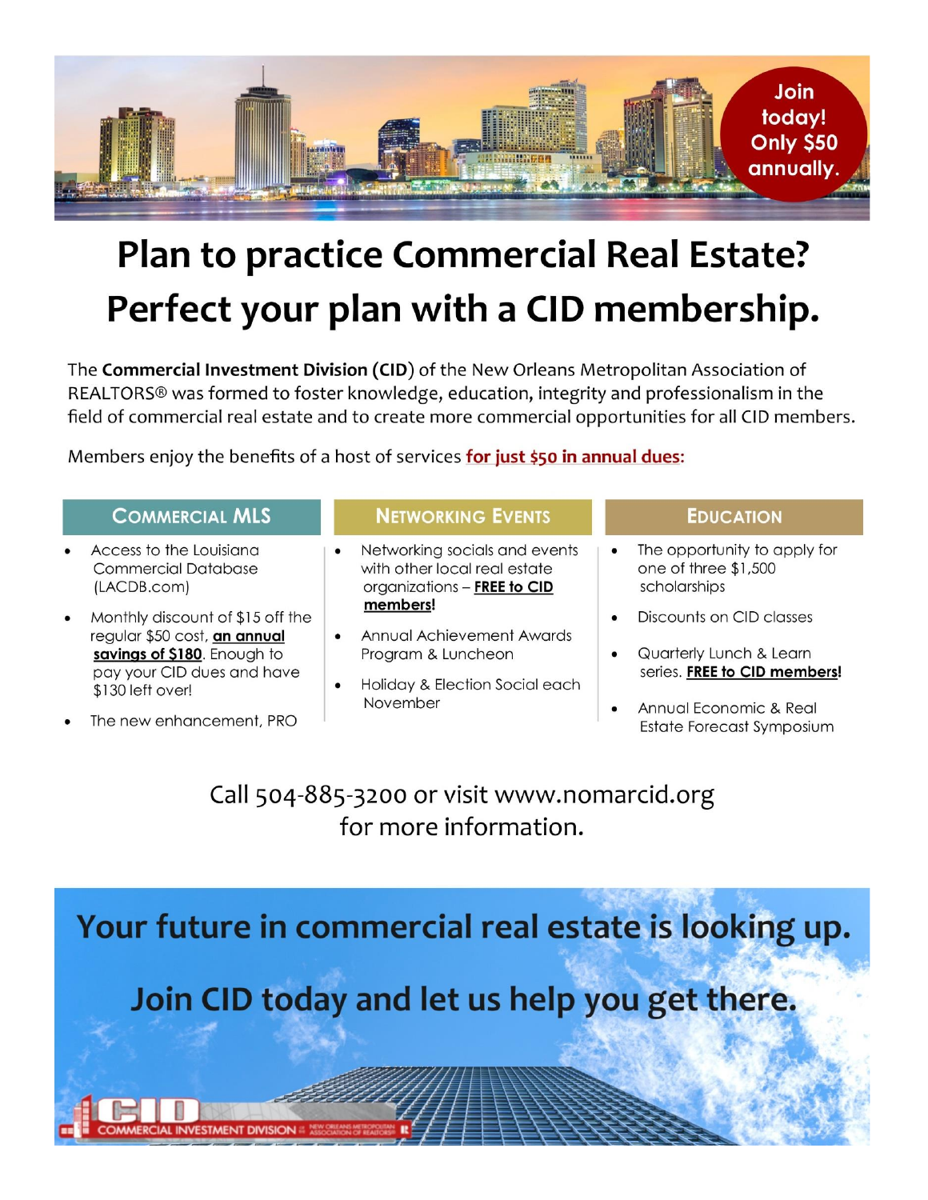Join today! Only $50 annually.

# Plan to practice Commercial Real Estate? Perfect your plan with a CID membership.

The **Commercial Investment Division (CID)** of the New Orleans Metropolitan Association of REALTORS® was formed to foster knowledge, education, integrity and professionalism in the field of commercial real estate and to create more commercial opportunities for all CID members.

Members enjoy the benefits of a host of services **for just $50 in annual dues:**

## Commercial MLS

- Access to the Louisiana Commercial Database (LACDB.com)
- Monthly discount of $15 off the regular $50 cost, **an annual savings of $180**. Enough to pay your CID dues and have $130 left over!
- The new enhancement, PRO

## Networking Events

- Networking socials and events with other local real estate organizations – **FREE to CID members!**
- Annual Achievement Awards Program & Luncheon
- Holiday & Election Social each November

## Education

- The opportunity to apply for one of three $1,500 scholarships
- Discounts on CID classes
- Quarterly Lunch & Learn series. **FREE to CID members!**
- Annual Economic & Real Estate Forecast Symposium

Call 504-885-3200 or visit www.nomarcid.org for more information.

**Your future in commercial real estate is looking up.**

**Join CID today and let us help you get there.**

CID COMMERCIAL INVESTMENT DIVISION NEW ORLEANS METROPOLITAN ASSOCIATION OF REALTORS®